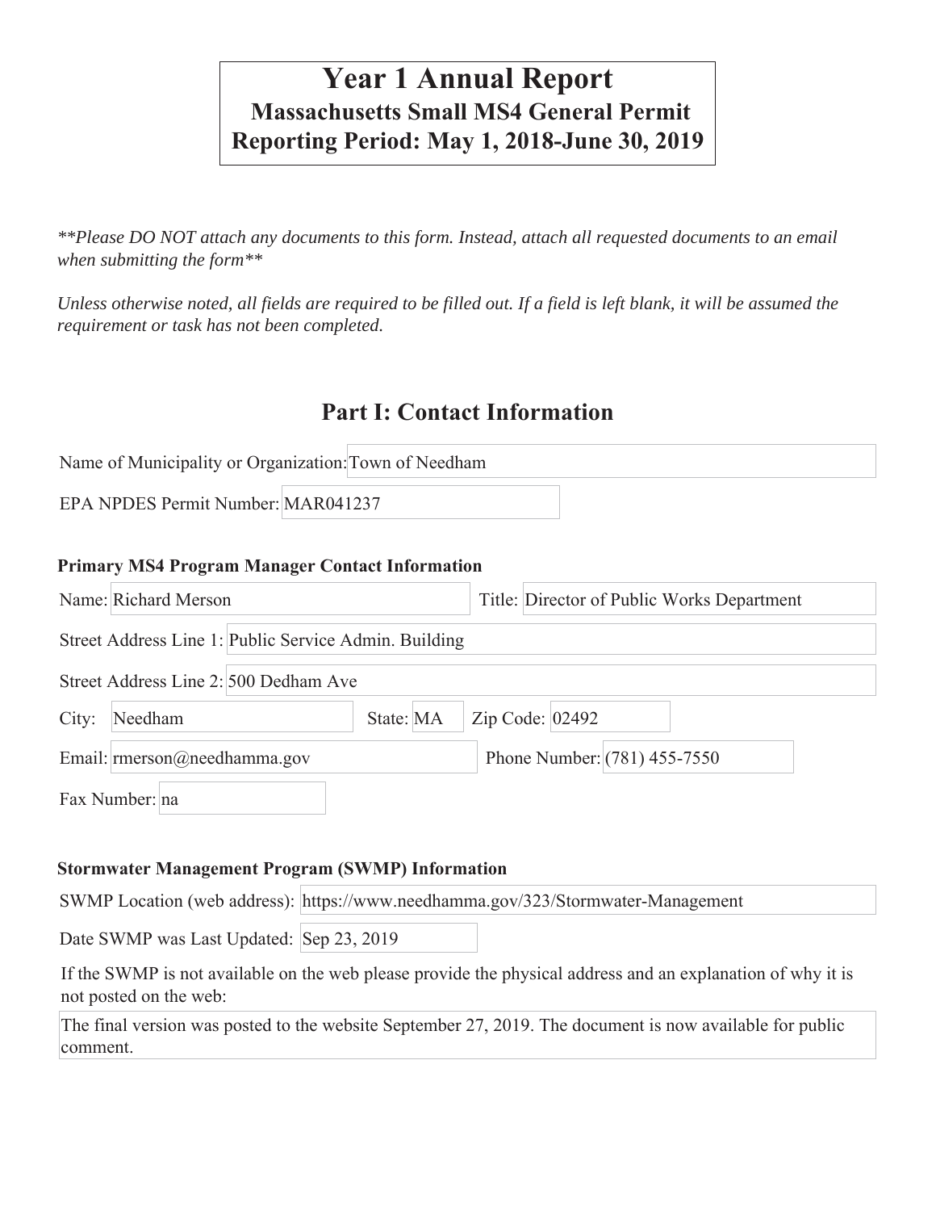# Year 1 Annual Report

## Massachusetts Small MS4 General Permit

## Reporting Period: May 1, 2018-June 30, 2019

*\*\*Please DO NOT attach any documents to this form. Instead, attach all requested documents to an email when submitting the form\*\**

*Unless otherwise noted, all fields are required to be filled out. If a field is left blank, it will be assumed the requirement or task has not been completed.*

## Part I: Contact Information

Name of Municipality or Organization: Town of Needham

EPA NPDES Permit Number: MAR041237

### Primary MS4 Program Manager Contact Information

Name: Richard Merson

Title: Director of Public Works Department

Street Address Line 1: Public Service Admin. Building

Street Address Line 2: 500 Dedham Ave

City: Needham

State: MA

Zip Code: 02492

Email: rmerson@needhamma.gov

Phone Number: (781) 455-7550

Fax Number: na

### Stormwater Management Program (SWMP) Information

SWMP Location (web address): https://www.needhamma.gov/323/Stormwater-Management

Date SWMP was Last Updated: Sep 23, 2019

If the SWMP is not available on the web please provide the physical address and an explanation of why it is not posted on the web:

The final version was posted to the website September 27, 2019. The document is now available for public comment.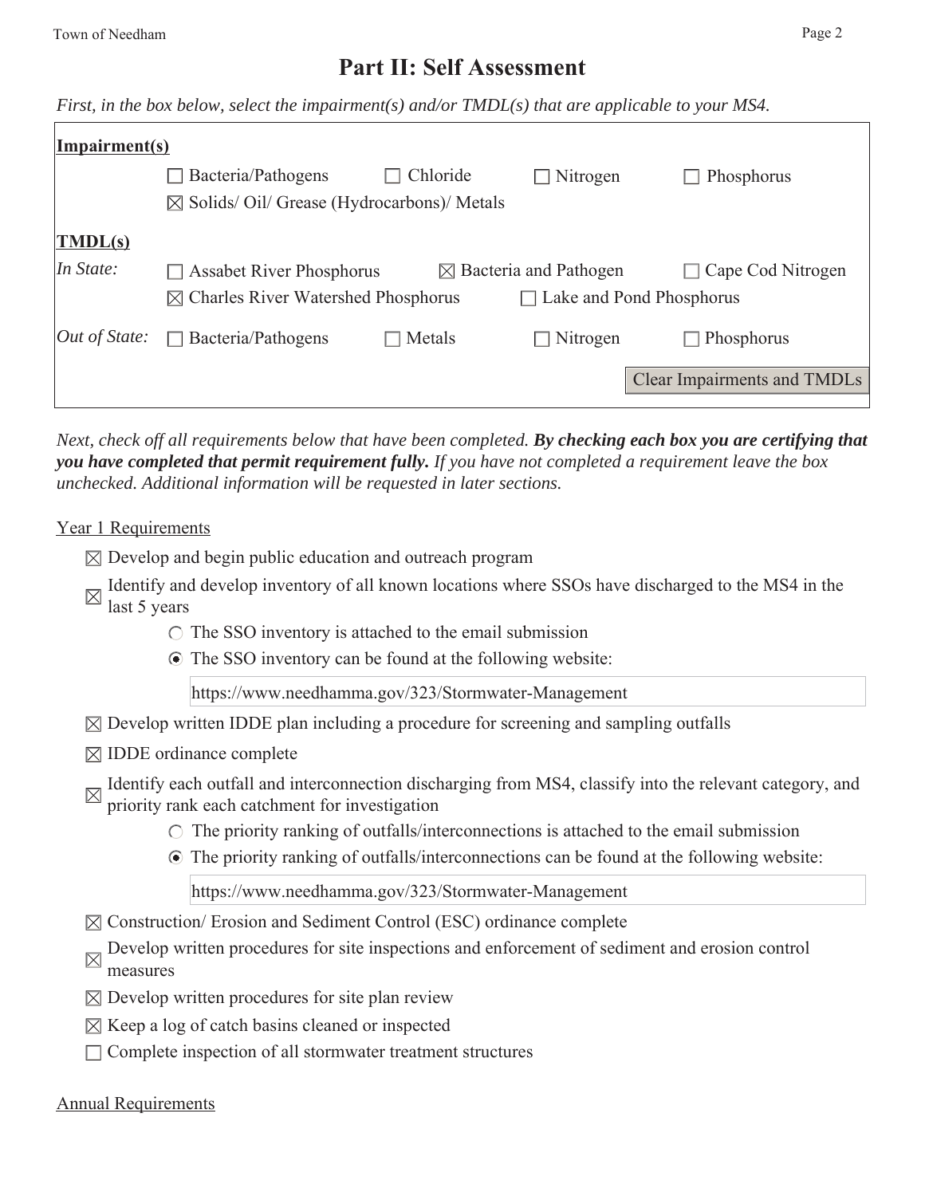# Part II: Self Assessment

*First, in the box below, select the impairment(s) and/or TMDL(s) that are applicable to your MS4.*

**Impairment(s)**

- ☐ Bacteria/Pathogens
- ☐ Chloride
- ☐ Nitrogen
- ☐ Phosphorus
- ☒ Solids/ Oil/ Grease (Hydrocarbons)/ Metals

**TMDL(s)**

*In State:*

- ☐ Assabet River Phosphorus
- ☒ Bacteria and Pathogen
- ☐ Cape Cod Nitrogen
- ☒ Charles River Watershed Phosphorus
- ☐ Lake and Pond Phosphorus

*Out of State:*

- ☐ Bacteria/Pathogens
- ☐ Metals
- ☐ Nitrogen
- ☐ Phosphorus

Clear Impairments and TMDLs

*Next, check off all requirements below that have been completed.* ***By checking each box you are certifying that you have completed that permit requirement fully.*** *If you have not completed a requirement leave the box unchecked. Additional information will be requested in later sections.*

Year 1 Requirements

- ☒ Develop and begin public education and outreach program
- ☒ Identify and develop inventory of all known locations where SSOs have discharged to the MS4 in the last 5 years
  - ○ The SSO inventory is attached to the email submission
  - ◉ The SSO inventory can be found at the following website:

    https://www.needhamma.gov/323/Stormwater-Management
- ☒ Develop written IDDE plan including a procedure for screening and sampling outfalls
- ☒ IDDE ordinance complete
- ☒ Identify each outfall and interconnection discharging from MS4, classify into the relevant category, and priority rank each catchment for investigation
  - ○ The priority ranking of outfalls/interconnections is attached to the email submission
  - ◉ The priority ranking of outfalls/interconnections can be found at the following website:

    https://www.needhamma.gov/323/Stormwater-Management
- ☒ Construction/ Erosion and Sediment Control (ESC) ordinance complete
- ☒ Develop written procedures for site inspections and enforcement of sediment and erosion control measures
- ☒ Develop written procedures for site plan review
- ☒ Keep a log of catch basins cleaned or inspected
- ☐ Complete inspection of all stormwater treatment structures

Annual Requirements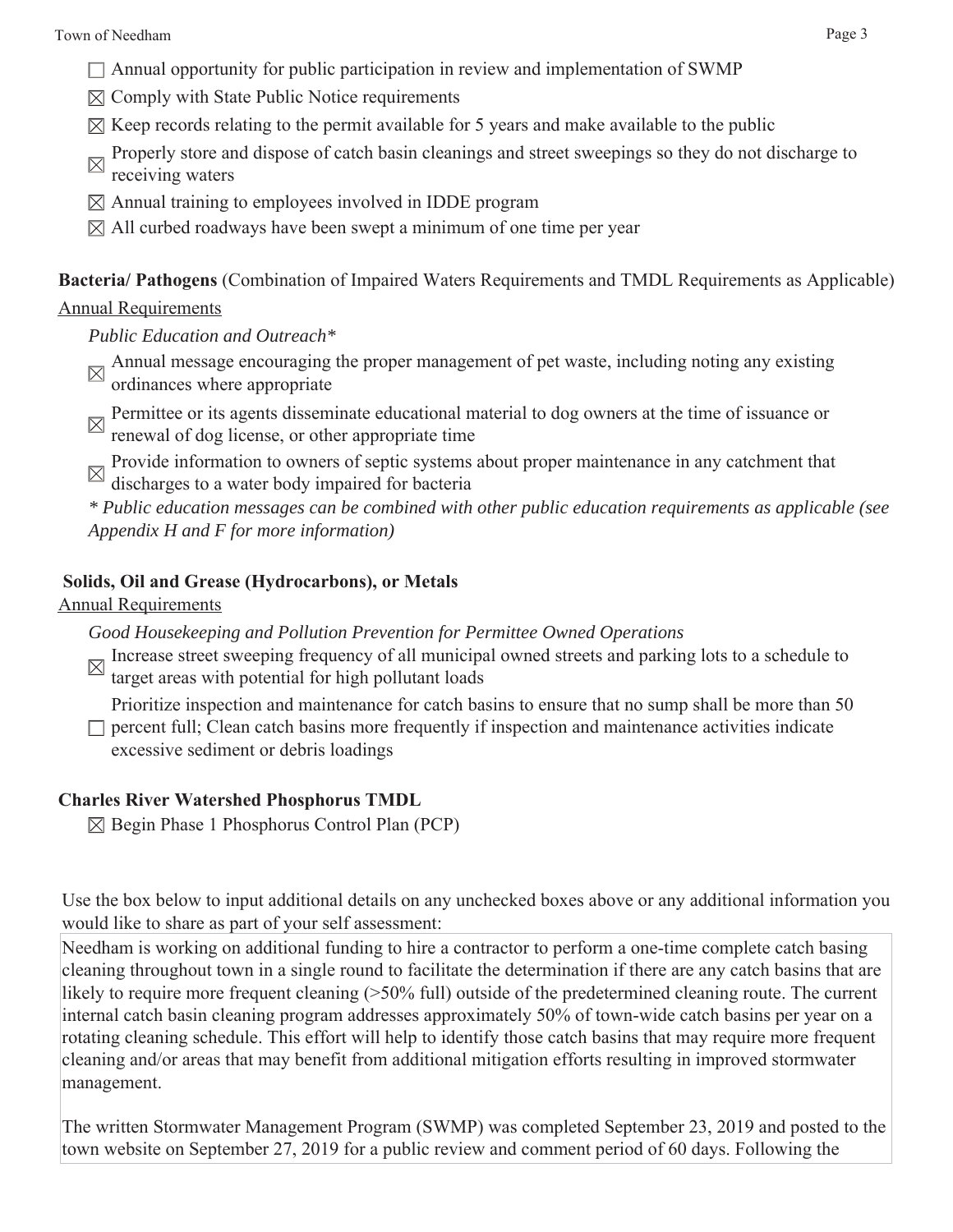- ☐ Annual opportunity for public participation in review and implementation of SWMP
- ☒ Comply with State Public Notice requirements
- ☒ Keep records relating to the permit available for 5 years and make available to the public
- ☒ Properly store and dispose of catch basin cleanings and street sweepings so they do not discharge to receiving waters
- ☒ Annual training to employees involved in IDDE program
- ☒ All curbed roadways have been swept a minimum of one time per year

**Bacteria/ Pathogens** (Combination of Impaired Waters Requirements and TMDL Requirements as Applicable)

Annual Requirements

*Public Education and Outreach**

- ☒ Annual message encouraging the proper management of pet waste, including noting any existing ordinances where appropriate
- ☒ Permittee or its agents disseminate educational material to dog owners at the time of issuance or renewal of dog license, or other appropriate time
- ☒ Provide information to owners of septic systems about proper maintenance in any catchment that discharges to a water body impaired for bacteria

*\* Public education messages can be combined with other public education requirements as applicable (see Appendix H and F for more information)*

**Solids, Oil and Grease (Hydrocarbons), or Metals**

Annual Requirements

*Good Housekeeping and Pollution Prevention for Permittee Owned Operations*

- ☒ Increase street sweeping frequency of all municipal owned streets and parking lots to a schedule to target areas with potential for high pollutant loads
- ☐ Prioritize inspection and maintenance for catch basins to ensure that no sump shall be more than 50 percent full; Clean catch basins more frequently if inspection and maintenance activities indicate excessive sediment or debris loadings

**Charles River Watershed Phosphorus TMDL**

- ☒ Begin Phase 1 Phosphorus Control Plan (PCP)

Use the box below to input additional details on any unchecked boxes above or any additional information you would like to share as part of your self assessment:

Needham is working on additional funding to hire a contractor to perform a one-time complete catch basing cleaning throughout town in a single round to facilitate the determination if there are any catch basins that are likely to require more frequent cleaning (>50% full) outside of the predetermined cleaning route. The current internal catch basin cleaning program addresses approximately 50% of town-wide catch basins per year on a rotating cleaning schedule. This effort will help to identify those catch basins that may require more frequent cleaning and/or areas that may benefit from additional mitigation efforts resulting in improved stormwater management.

The written Stormwater Management Program (SWMP) was completed September 23, 2019 and posted to the town website on September 27, 2019 for a public review and comment period of 60 days. Following the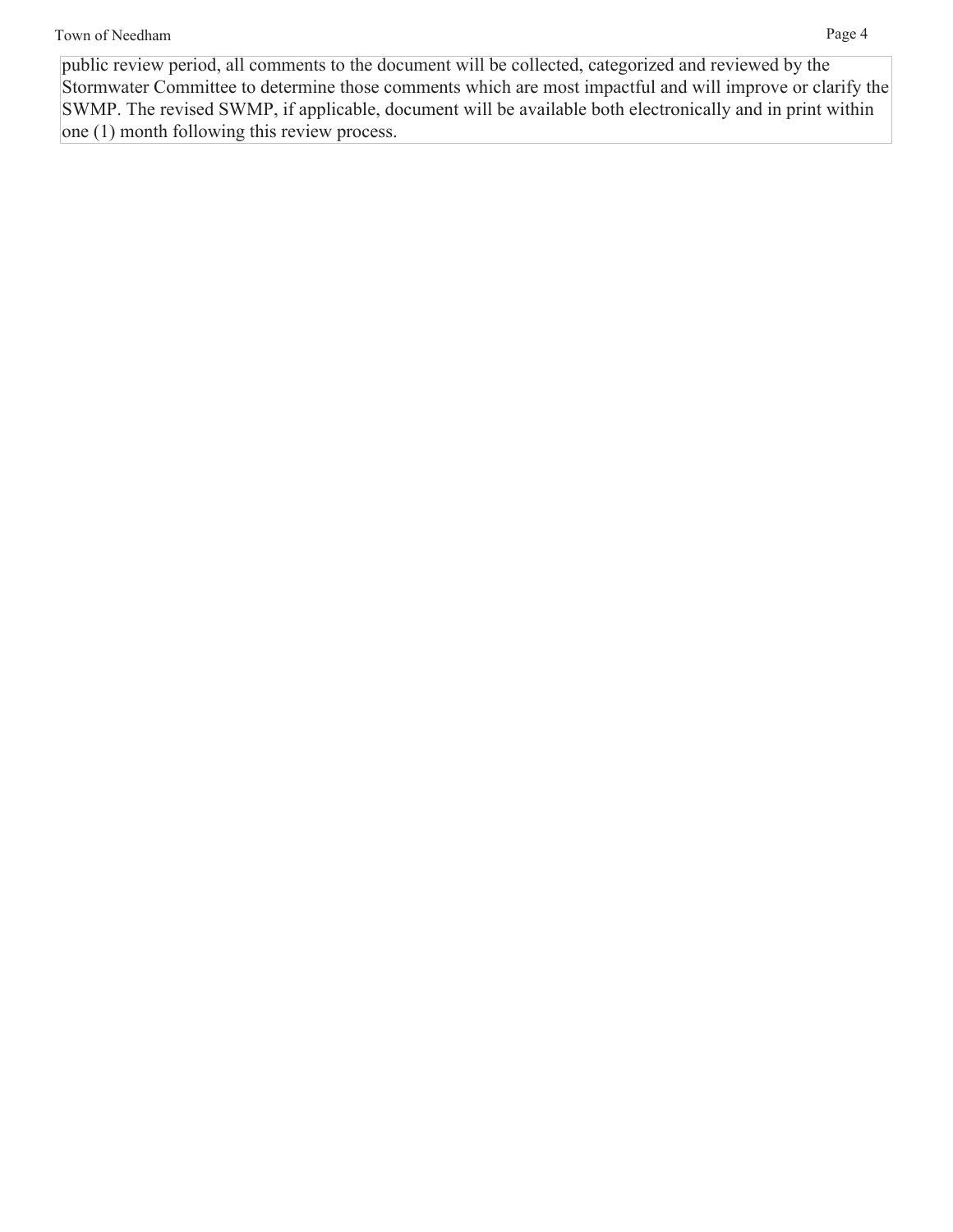public review period, all comments to the document will be collected, categorized and reviewed by the Stormwater Committee to determine those comments which are most impactful and will improve or clarify the SWMP. The revised SWMP, if applicable, document will be available both electronically and in print within one (1) month following this review process.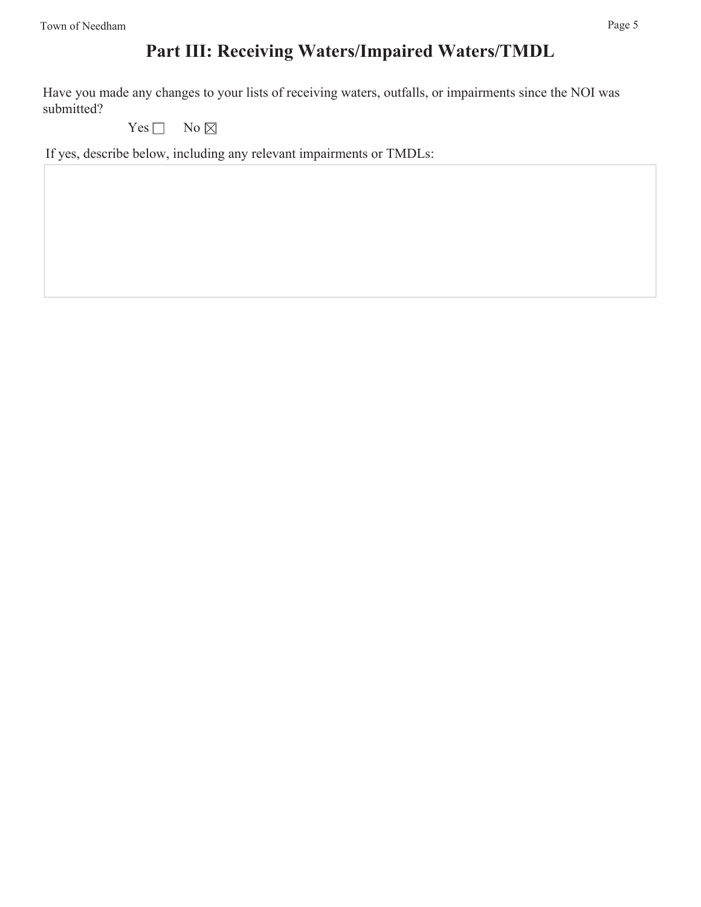# Part III: Receiving Waters/Impaired Waters/TMDL

Have you made any changes to your lists of receiving waters, outfalls, or impairments since the NOI was submitted?

Yes ☐ No ☒

If yes, describe below, including any relevant impairments or TMDLs: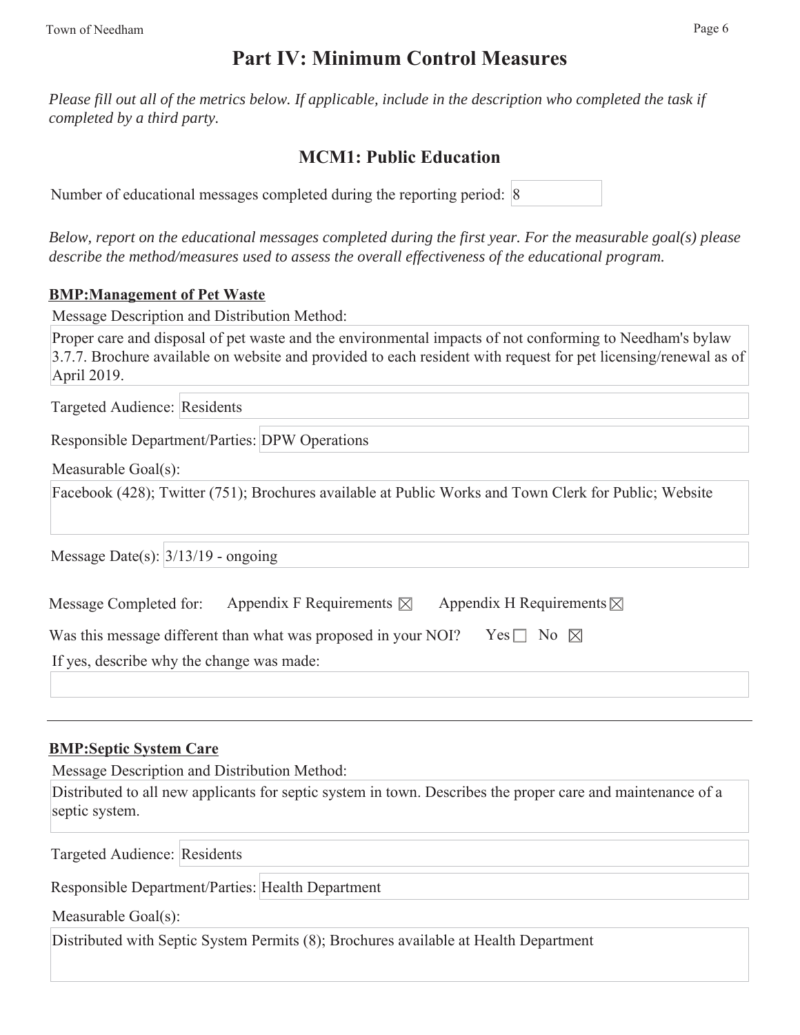# Part IV: Minimum Control Measures

*Please fill out all of the metrics below. If applicable, include in the description who completed the task if completed by a third party.*

## MCM1: Public Education

Number of educational messages completed during the reporting period: 8

*Below, report on the educational messages completed during the first year. For the measurable goal(s) please describe the method/measures used to assess the overall effectiveness of the educational program.*

**BMP:Management of Pet Waste**

Message Description and Distribution Method:

Proper care and disposal of pet waste and the environmental impacts of not conforming to Needham's bylaw 3.7.7. Brochure available on website and provided to each resident with request for pet licensing/renewal as of April 2019.

Targeted Audience: Residents

Responsible Department/Parties: DPW Operations

Measurable Goal(s):

Facebook (428); Twitter (751); Brochures available at Public Works and Town Clerk for Public; Website

Message Date(s): 3/13/19 - ongoing

Message Completed for: Appendix F Requirements ☒ Appendix H Requirements ☒

Was this message different than what was proposed in your NOI? Yes ☐ No ☒

If yes, describe why the change was made:

---

**BMP:Septic System Care**

Message Description and Distribution Method:

Distributed to all new applicants for septic system in town. Describes the proper care and maintenance of a septic system.

Targeted Audience: Residents

Responsible Department/Parties: Health Department

Measurable Goal(s):

Distributed with Septic System Permits (8); Brochures available at Health Department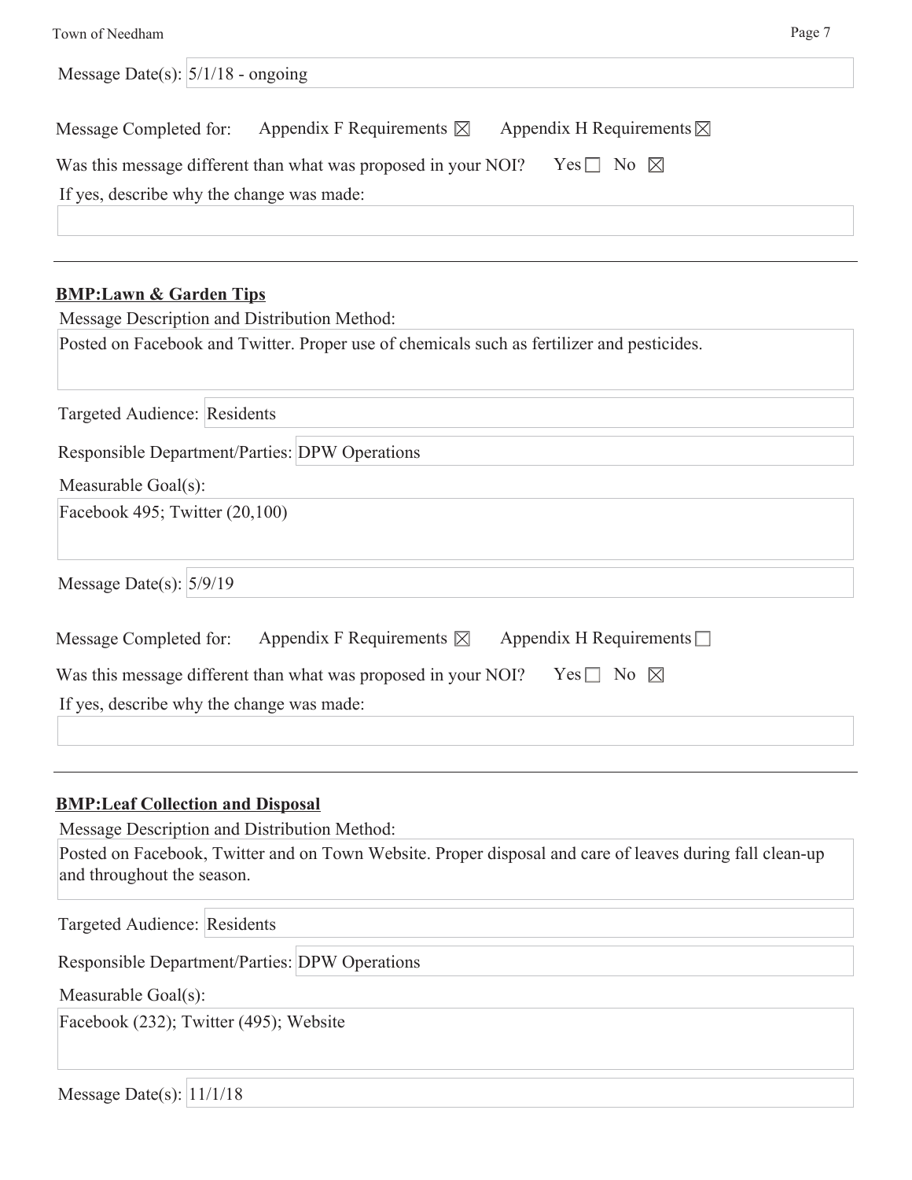Message Date(s): 5/1/18 - ongoing

Message Completed for: Appendix F Requirements ☒ Appendix H Requirements ☒

Was this message different than what was proposed in your NOI? Yes ☐ No ☒

If yes, describe why the change was made:

---

**BMP:Lawn & Garden Tips**

Message Description and Distribution Method:

Posted on Facebook and Twitter. Proper use of chemicals such as fertilizer and pesticides.

Targeted Audience: Residents

Responsible Department/Parties: DPW Operations

Measurable Goal(s):

Facebook 495; Twitter (20,100)

Message Date(s): 5/9/19

Message Completed for: Appendix F Requirements ☒ Appendix H Requirements ☐

Was this message different than what was proposed in your NOI? Yes ☐ No ☒

If yes, describe why the change was made:

---

**BMP:Leaf Collection and Disposal**

Message Description and Distribution Method:

Posted on Facebook, Twitter and on Town Website. Proper disposal and care of leaves during fall clean-up and throughout the season.

Targeted Audience: Residents

Responsible Department/Parties: DPW Operations

Measurable Goal(s):

Facebook (232); Twitter (495); Website

Message Date(s): 11/1/18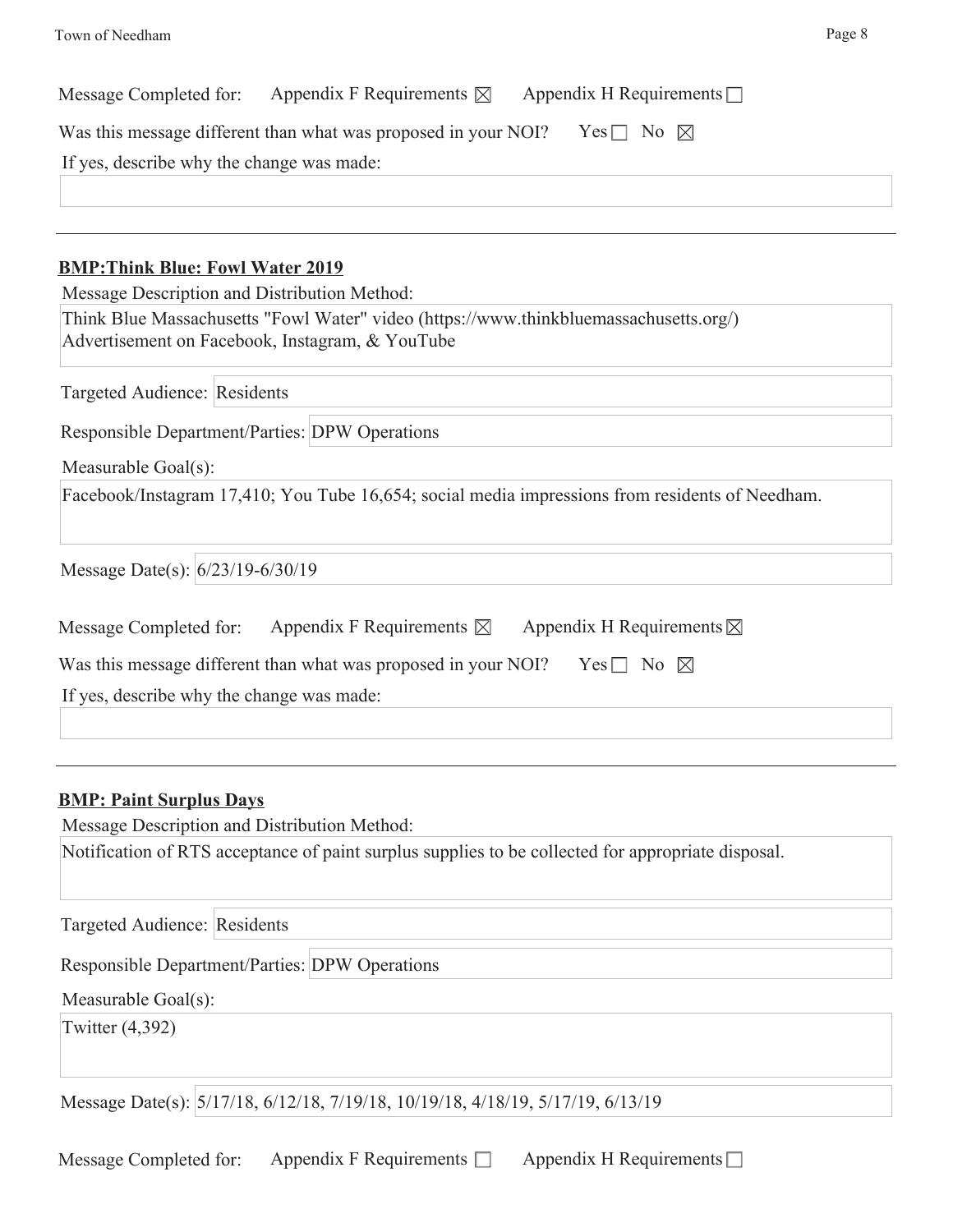Message Completed for: Appendix F Requirements ☒ Appendix H Requirements ☐

Was this message different than what was proposed in your NOI? Yes ☐ No ☒

If yes, describe why the change was made:

---

**BMP:Think Blue: Fowl Water 2019**

Message Description and Distribution Method:

Think Blue Massachusetts "Fowl Water" video (https://www.thinkbluemassachusetts.org/)
Advertisement on Facebook, Instagram, & YouTube

Targeted Audience: Residents

Responsible Department/Parties: DPW Operations

Measurable Goal(s):

Facebook/Instagram 17,410; You Tube 16,654; social media impressions from residents of Needham.

Message Date(s): 6/23/19-6/30/19

Message Completed for: Appendix F Requirements ☒ Appendix H Requirements ☒

Was this message different than what was proposed in your NOI? Yes ☐ No ☒

If yes, describe why the change was made:

---

**BMP: Paint Surplus Days**

Message Description and Distribution Method:

Notification of RTS acceptance of paint surplus supplies to be collected for appropriate disposal.

Targeted Audience: Residents

Responsible Department/Parties: DPW Operations

Measurable Goal(s):

Twitter (4,392)

Message Date(s): 5/17/18, 6/12/18, 7/19/18, 10/19/18, 4/18/19, 5/17/19, 6/13/19

Message Completed for: Appendix F Requirements ☐ Appendix H Requirements ☐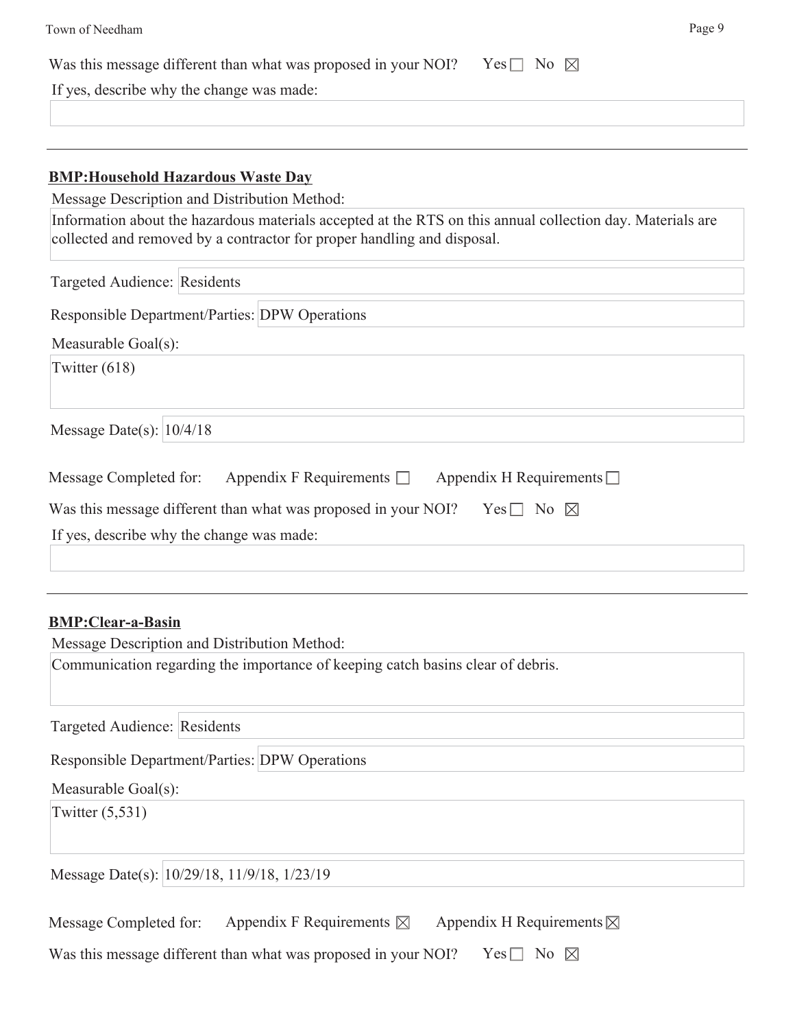Was this message different than what was proposed in your NOI? Yes ☐ No ☒

If yes, describe why the change was made:

---

**BMP:Household Hazardous Waste Day**

Message Description and Distribution Method:

Information about the hazardous materials accepted at the RTS on this annual collection day. Materials are collected and removed by a contractor for proper handling and disposal.

Targeted Audience: Residents

Responsible Department/Parties: DPW Operations

Measurable Goal(s):

Twitter (618)

Message Date(s): 10/4/18

Message Completed for: Appendix F Requirements ☐ Appendix H Requirements ☐

Was this message different than what was proposed in your NOI? Yes ☐ No ☒

If yes, describe why the change was made:

---

**BMP:Clear-a-Basin**

Message Description and Distribution Method:

Communication regarding the importance of keeping catch basins clear of debris.

Targeted Audience: Residents

Responsible Department/Parties: DPW Operations

Measurable Goal(s):

Twitter (5,531)

Message Date(s): 10/29/18, 11/9/18, 1/23/19

Message Completed for: Appendix F Requirements ☒ Appendix H Requirements ☒

Was this message different than what was proposed in your NOI? Yes ☐ No ☒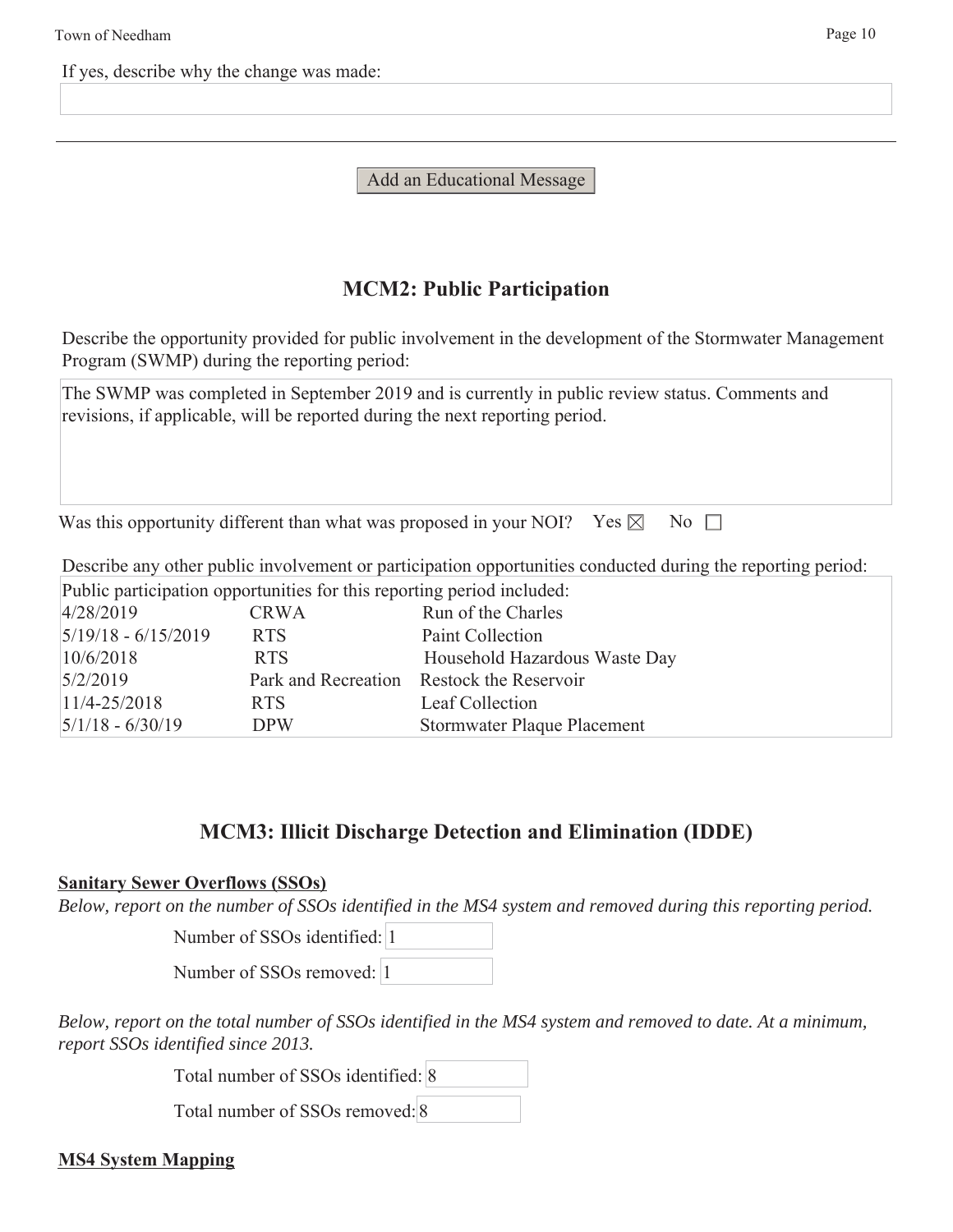If yes, describe why the change was made:

---

Add an Educational Message

## MCM2: Public Participation

Describe the opportunity provided for public involvement in the development of the Stormwater Management Program (SWMP) during the reporting period:

The SWMP was completed in September 2019 and is currently in public review status. Comments and revisions, if applicable, will be reported during the next reporting period.

Was this opportunity different than what was proposed in your NOI? Yes ☒ No ☐

Describe any other public involvement or participation opportunities conducted during the reporting period:

Public participation opportunities for this reporting period included:

| | | |
|---|---|---|
| 4/28/2019 | CRWA | Run of the Charles |
| 5/19/18 - 6/15/2019 | RTS | Paint Collection |
| 10/6/2018 | RTS | Household Hazardous Waste Day |
| 5/2/2019 | Park and Recreation | Restock the Reservoir |
| 11/4-25/2018 | RTS | Leaf Collection |
| 5/1/18 - 6/30/19 | DPW | Stormwater Plaque Placement |

## MCM3: Illicit Discharge Detection and Elimination (IDDE)

**Sanitary Sewer Overflows (SSOs)**

*Below, report on the number of SSOs identified in the MS4 system and removed during this reporting period.*

Number of SSOs identified: 1

Number of SSOs removed: 1

*Below, report on the total number of SSOs identified in the MS4 system and removed to date. At a minimum, report SSOs identified since 2013.*

Total number of SSOs identified: 8

Total number of SSOs removed: 8

**MS4 System Mapping**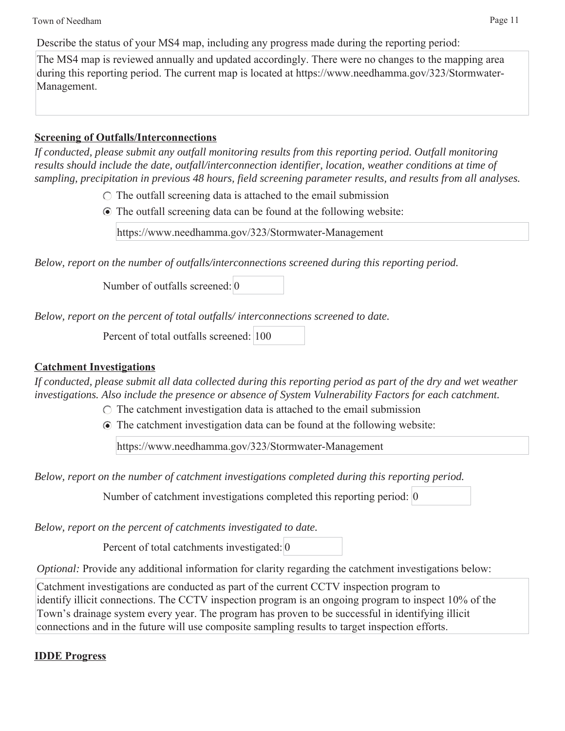Describe the status of your MS4 map, including any progress made during the reporting period:

The MS4 map is reviewed annually and updated accordingly. There were no changes to the mapping area during this reporting period. The current map is located at https://www.needhamma.gov/323/Stormwater-Management.

**Screening of Outfalls/Interconnections**

*If conducted, please submit any outfall monitoring results from this reporting period. Outfall monitoring results should include the date, outfall/interconnection identifier, location, weather conditions at time of sampling, precipitation in previous 48 hours, field screening parameter results, and results from all analyses.*

- ○ The outfall screening data is attached to the email submission
- ◉ The outfall screening data can be found at the following website:

  https://www.needhamma.gov/323/Stormwater-Management

*Below, report on the number of outfalls/interconnections screened during this reporting period.*

Number of outfalls screened: 0

*Below, report on the percent of total outfalls/ interconnections screened to date.*

Percent of total outfalls screened: 100

**Catchment Investigations**

*If conducted, please submit all data collected during this reporting period as part of the dry and wet weather investigations. Also include the presence or absence of System Vulnerability Factors for each catchment.*

- ○ The catchment investigation data is attached to the email submission
- ◉ The catchment investigation data can be found at the following website:

  https://www.needhamma.gov/323/Stormwater-Management

*Below, report on the number of catchment investigations completed during this reporting period.*

Number of catchment investigations completed this reporting period: 0

*Below, report on the percent of catchments investigated to date.*

Percent of total catchments investigated: 0

*Optional:* Provide any additional information for clarity regarding the catchment investigations below:

Catchment investigations are conducted as part of the current CCTV inspection program to identify illicit connections. The CCTV inspection program is an ongoing program to inspect 10% of the Town's drainage system every year. The program has proven to be successful in identifying illicit connections and in the future will use composite sampling results to target inspection efforts.

**IDDE Progress**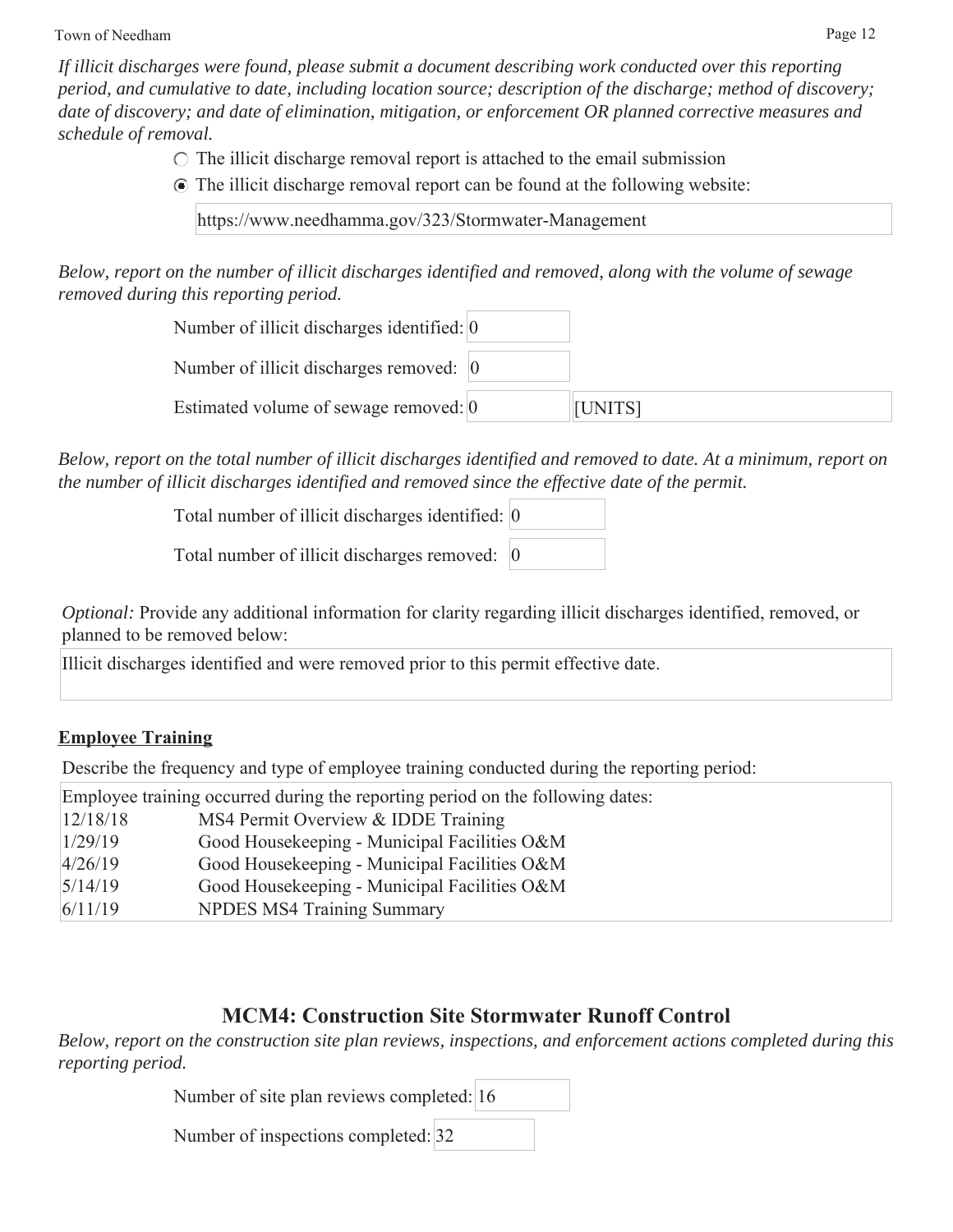*If illicit discharges were found, please submit a document describing work conducted over this reporting period, and cumulative to date, including location source; description of the discharge; method of discovery; date of discovery; and date of elimination, mitigation, or enforcement OR planned corrective measures and schedule of removal.*

- ○ The illicit discharge removal report is attached to the email submission
- ◉ The illicit discharge removal report can be found at the following website:

  https://www.needhamma.gov/323/Stormwater-Management

*Below, report on the number of illicit discharges identified and removed, along with the volume of sewage removed during this reporting period.*

Number of illicit discharges identified: 0

Number of illicit discharges removed: 0

Estimated volume of sewage removed: 0 [UNITS]

*Below, report on the total number of illicit discharges identified and removed to date. At a minimum, report on the number of illicit discharges identified and removed since the effective date of the permit.*

Total number of illicit discharges identified: 0

Total number of illicit discharges removed: 0

*Optional:* Provide any additional information for clarity regarding illicit discharges identified, removed, or planned to be removed below:

Illicit discharges identified and were removed prior to this permit effective date.

**Employee Training**

Describe the frequency and type of employee training conducted during the reporting period:

Employee training occurred during the reporting period on the following dates:

| | |
|---|---|
| 12/18/18 | MS4 Permit Overview & IDDE Training |
| 1/29/19 | Good Housekeeping - Municipal Facilities O&M |
| 4/26/19 | Good Housekeeping - Municipal Facilities O&M |
| 5/14/19 | Good Housekeeping - Municipal Facilities O&M |
| 6/11/19 | NPDES MS4 Training Summary |

## MCM4: Construction Site Stormwater Runoff Control

*Below, report on the construction site plan reviews, inspections, and enforcement actions completed during this reporting period.*

Number of site plan reviews completed: 16

Number of inspections completed: 32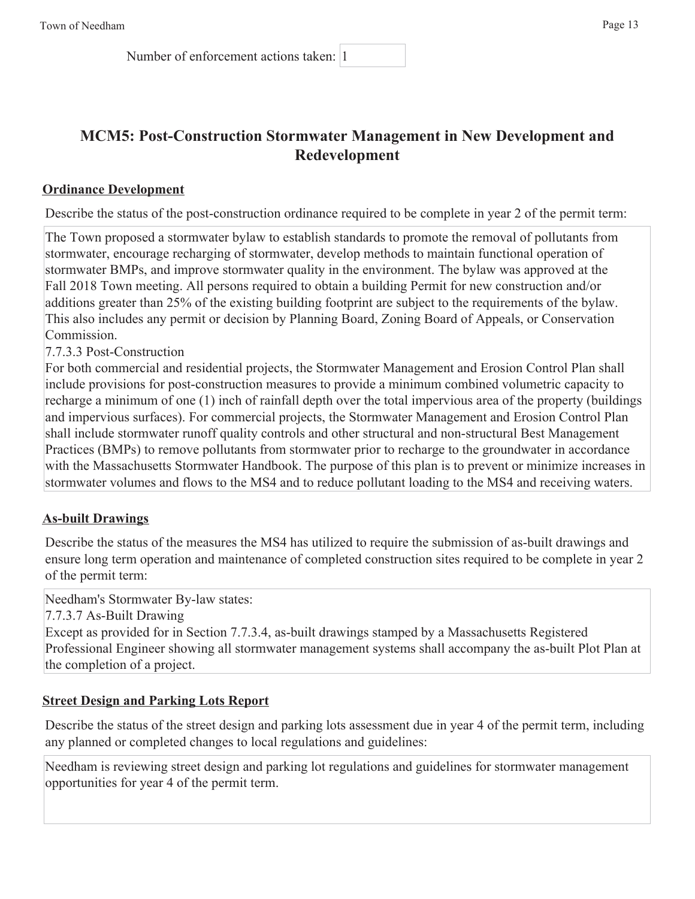Number of enforcement actions taken: 1

## MCM5: Post-Construction Stormwater Management in New Development and Redevelopment

### Ordinance Development

Describe the status of the post-construction ordinance required to be complete in year 2 of the permit term:

The Town proposed a stormwater bylaw to establish standards to promote the removal of pollutants from stormwater, encourage recharging of stormwater, develop methods to maintain functional operation of stormwater BMPs, and improve stormwater quality in the environment. The bylaw was approved at the Fall 2018 Town meeting. All persons required to obtain a building Permit for new construction and/or additions greater than 25% of the existing building footprint are subject to the requirements of the bylaw. This also includes any permit or decision by Planning Board, Zoning Board of Appeals, or Conservation Commission.

7.7.3.3 Post-Construction

For both commercial and residential projects, the Stormwater Management and Erosion Control Plan shall include provisions for post-construction measures to provide a minimum combined volumetric capacity to recharge a minimum of one (1) inch of rainfall depth over the total impervious area of the property (buildings and impervious surfaces). For commercial projects, the Stormwater Management and Erosion Control Plan shall include stormwater runoff quality controls and other structural and non-structural Best Management Practices (BMPs) to remove pollutants from stormwater prior to recharge to the groundwater in accordance with the Massachusetts Stormwater Handbook. The purpose of this plan is to prevent or minimize increases in stormwater volumes and flows to the MS4 and to reduce pollutant loading to the MS4 and receiving waters.

### As-built Drawings

Describe the status of the measures the MS4 has utilized to require the submission of as-built drawings and ensure long term operation and maintenance of completed construction sites required to be complete in year 2 of the permit term:

Needham's Stormwater By-law states:

7.7.3.7 As-Built Drawing

Except as provided for in Section 7.7.3.4, as-built drawings stamped by a Massachusetts Registered Professional Engineer showing all stormwater management systems shall accompany the as-built Plot Plan at the completion of a project.

### Street Design and Parking Lots Report

Describe the status of the street design and parking lots assessment due in year 4 of the permit term, including any planned or completed changes to local regulations and guidelines:

Needham is reviewing street design and parking lot regulations and guidelines for stormwater management opportunities for year 4 of the permit term.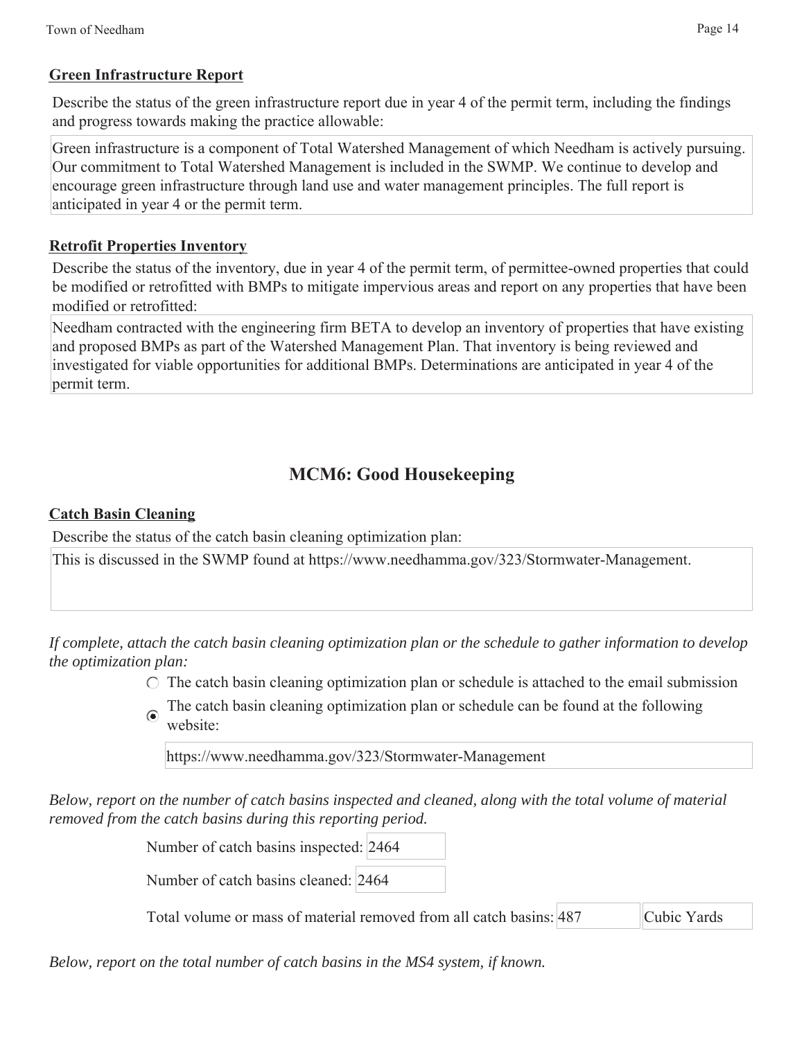**Green Infrastructure Report**

Describe the status of the green infrastructure report due in year 4 of the permit term, including the findings and progress towards making the practice allowable:

Green infrastructure is a component of Total Watershed Management of which Needham is actively pursuing. Our commitment to Total Watershed Management is included in the SWMP. We continue to develop and encourage green infrastructure through land use and water management principles. The full report is anticipated in year 4 or the permit term.

**Retrofit Properties Inventory**

Describe the status of the inventory, due in year 4 of the permit term, of permittee-owned properties that could be modified or retrofitted with BMPs to mitigate impervious areas and report on any properties that have been modified or retrofitted:

Needham contracted with the engineering firm BETA to develop an inventory of properties that have existing and proposed BMPs as part of the Watershed Management Plan. That inventory is being reviewed and investigated for viable opportunities for additional BMPs. Determinations are anticipated in year 4 of the permit term.

## MCM6: Good Housekeeping

**Catch Basin Cleaning**

Describe the status of the catch basin cleaning optimization plan:

This is discussed in the SWMP found at https://www.needhamma.gov/323/Stormwater-Management.

*If complete, attach the catch basin cleaning optimization plan or the schedule to gather information to develop the optimization plan:*

- ○ The catch basin cleaning optimization plan or schedule is attached to the email submission
- ◉ The catch basin cleaning optimization plan or schedule can be found at the following website:

https://www.needhamma.gov/323/Stormwater-Management

*Below, report on the number of catch basins inspected and cleaned, along with the total volume of material removed from the catch basins during this reporting period.*

Number of catch basins inspected: 2464

Number of catch basins cleaned: 2464

Total volume or mass of material removed from all catch basins: 487 Cubic Yards

*Below, report on the total number of catch basins in the MS4 system, if known.*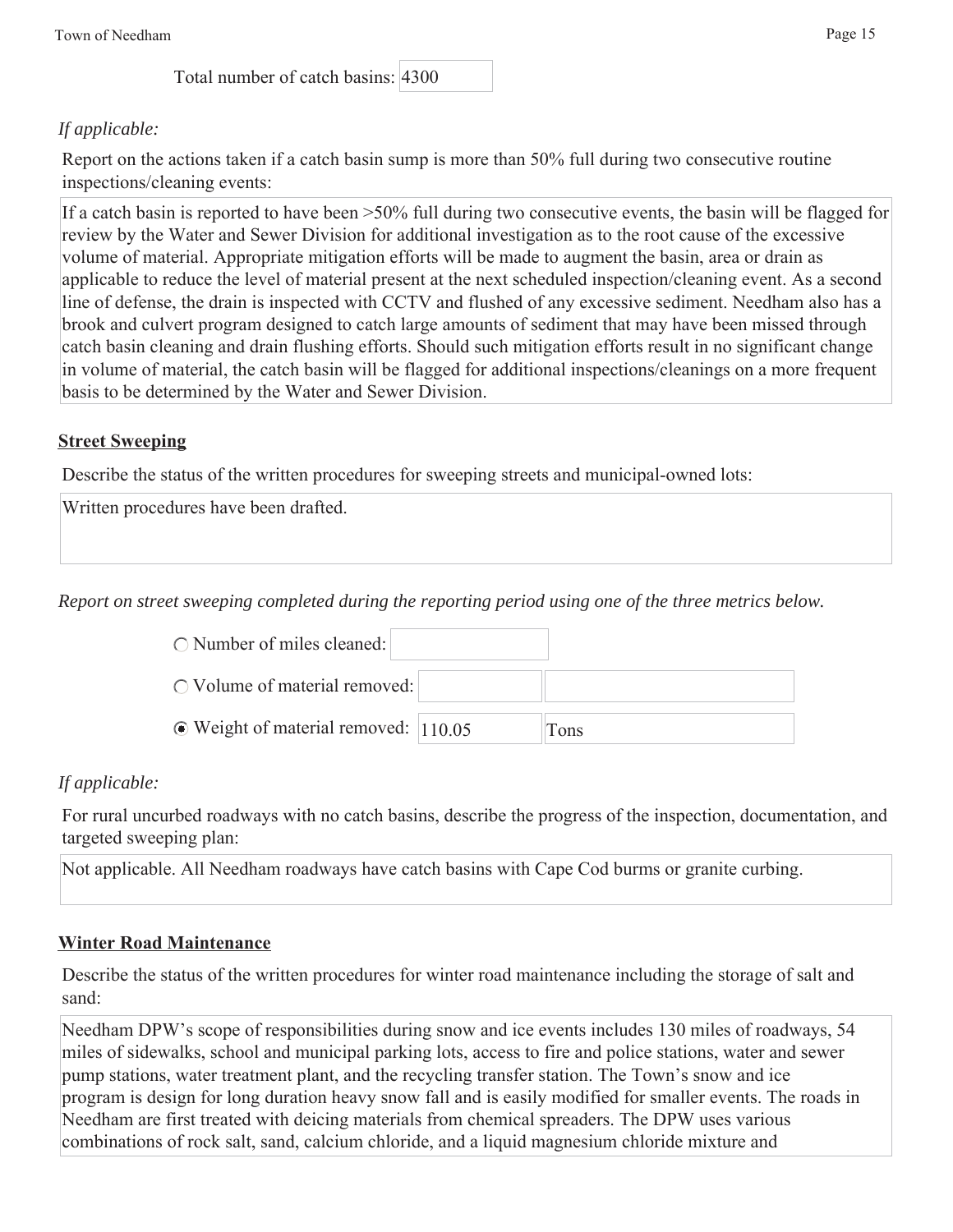Total number of catch basins: 4300

*If applicable:*

Report on the actions taken if a catch basin sump is more than 50% full during two consecutive routine inspections/cleaning events:

If a catch basin is reported to have been >50% full during two consecutive events, the basin will be flagged for review by the Water and Sewer Division for additional investigation as to the root cause of the excessive volume of material. Appropriate mitigation efforts will be made to augment the basin, area or drain as applicable to reduce the level of material present at the next scheduled inspection/cleaning event. As a second line of defense, the drain is inspected with CCTV and flushed of any excessive sediment. Needham also has a brook and culvert program designed to catch large amounts of sediment that may have been missed through catch basin cleaning and drain flushing efforts. Should such mitigation efforts result in no significant change in volume of material, the catch basin will be flagged for additional inspections/cleanings on a more frequent basis to be determined by the Water and Sewer Division.

**Street Sweeping**

Describe the status of the written procedures for sweeping streets and municipal-owned lots:

Written procedures have been drafted.

*Report on street sweeping completed during the reporting period using one of the three metrics below.*

- ○ Number of miles cleaned:
- ○ Volume of material removed:
- ◉ Weight of material removed: 110.05 Tons

*If applicable:*

For rural uncurbed roadways with no catch basins, describe the progress of the inspection, documentation, and targeted sweeping plan:

Not applicable. All Needham roadways have catch basins with Cape Cod burms or granite curbing.

**Winter Road Maintenance**

Describe the status of the written procedures for winter road maintenance including the storage of salt and sand:

Needham DPW's scope of responsibilities during snow and ice events includes 130 miles of roadways, 54 miles of sidewalks, school and municipal parking lots, access to fire and police stations, water and sewer pump stations, water treatment plant, and the recycling transfer station. The Town's snow and ice program is design for long duration heavy snow fall and is easily modified for smaller events. The roads in Needham are first treated with deicing materials from chemical spreaders. The DPW uses various combinations of rock salt, sand, calcium chloride, and a liquid magnesium chloride mixture and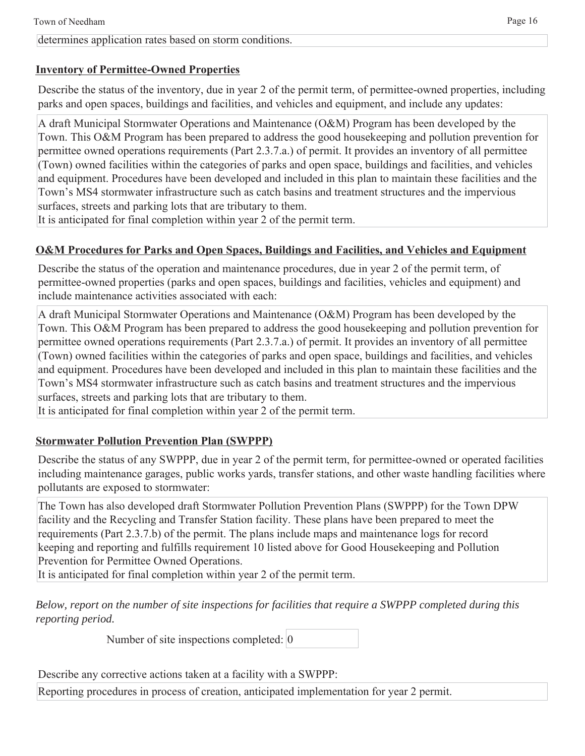determines application rates based on storm conditions.

**Inventory of Permittee-Owned Properties**

Describe the status of the inventory, due in year 2 of the permit term, of permittee-owned properties, including parks and open spaces, buildings and facilities, and vehicles and equipment, and include any updates:

A draft Municipal Stormwater Operations and Maintenance (O&M) Program has been developed by the Town. This O&M Program has been prepared to address the good housekeeping and pollution prevention for permittee owned operations requirements (Part 2.3.7.a.) of permit. It provides an inventory of all permittee (Town) owned facilities within the categories of parks and open space, buildings and facilities, and vehicles and equipment. Procedures have been developed and included in this plan to maintain these facilities and the Town's MS4 stormwater infrastructure such as catch basins and treatment structures and the impervious surfaces, streets and parking lots that are tributary to them.
It is anticipated for final completion within year 2 of the permit term.

**O&M Procedures for Parks and Open Spaces, Buildings and Facilities, and Vehicles and Equipment**

Describe the status of the operation and maintenance procedures, due in year 2 of the permit term, of permittee-owned properties (parks and open spaces, buildings and facilities, vehicles and equipment) and include maintenance activities associated with each:

A draft Municipal Stormwater Operations and Maintenance (O&M) Program has been developed by the Town. This O&M Program has been prepared to address the good housekeeping and pollution prevention for permittee owned operations requirements (Part 2.3.7.a.) of permit. It provides an inventory of all permittee (Town) owned facilities within the categories of parks and open space, buildings and facilities, and vehicles and equipment. Procedures have been developed and included in this plan to maintain these facilities and the Town's MS4 stormwater infrastructure such as catch basins and treatment structures and the impervious surfaces, streets and parking lots that are tributary to them.
It is anticipated for final completion within year 2 of the permit term.

**Stormwater Pollution Prevention Plan (SWPPP)**

Describe the status of any SWPPP, due in year 2 of the permit term, for permittee-owned or operated facilities including maintenance garages, public works yards, transfer stations, and other waste handling facilities where pollutants are exposed to stormwater:

The Town has also developed draft Stormwater Pollution Prevention Plans (SWPPP) for the Town DPW facility and the Recycling and Transfer Station facility. These plans have been prepared to meet the requirements (Part 2.3.7.b) of the permit. The plans include maps and maintenance logs for record keeping and reporting and fulfills requirement 10 listed above for Good Housekeeping and Pollution Prevention for Permittee Owned Operations.
It is anticipated for final completion within year 2 of the permit term.

*Below, report on the number of site inspections for facilities that require a SWPPP completed during this reporting period.*

Number of site inspections completed: 0

Describe any corrective actions taken at a facility with a SWPPP:

Reporting procedures in process of creation, anticipated implementation for year 2 permit.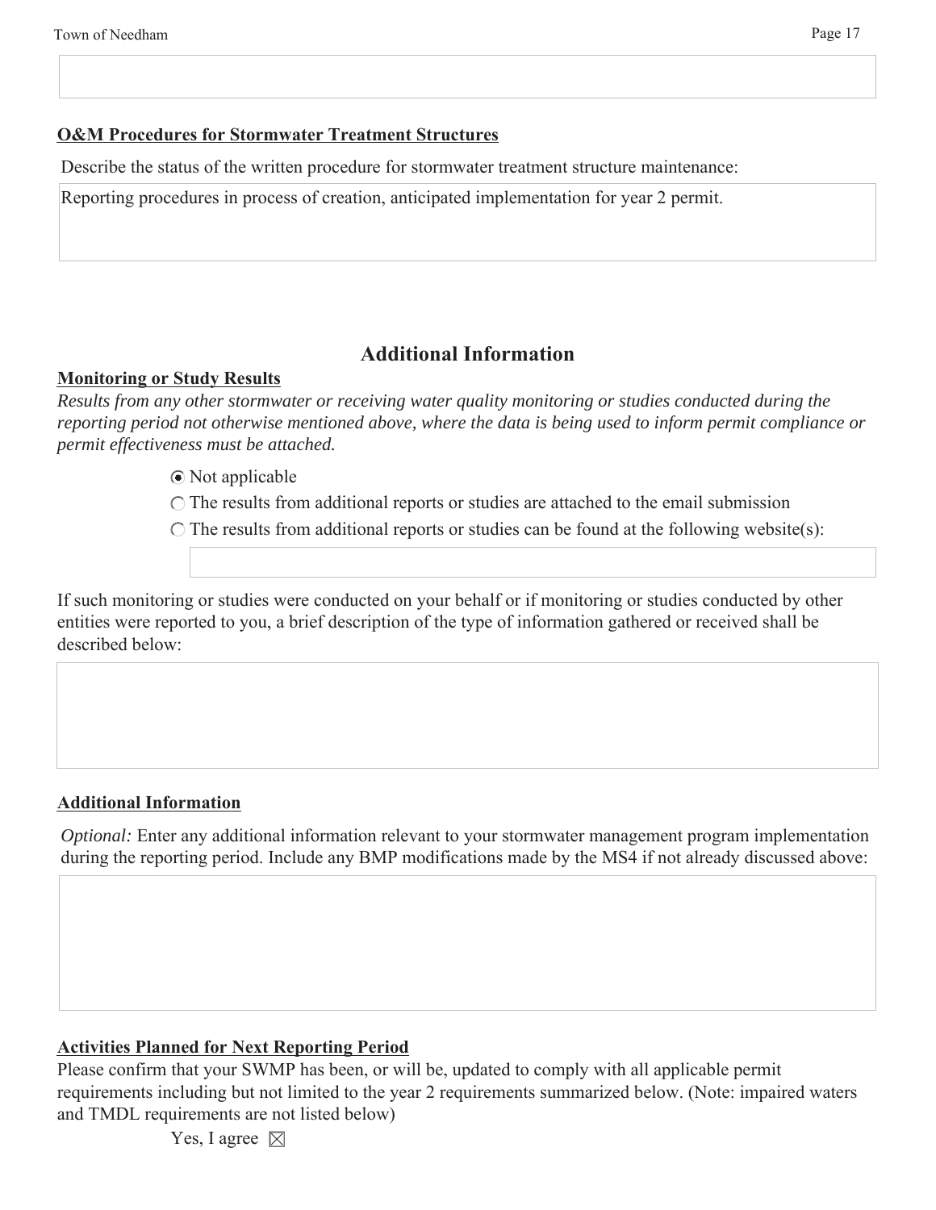**O&M Procedures for Stormwater Treatment Structures**

Describe the status of the written procedure for stormwater treatment structure maintenance:

Reporting procedures in process of creation, anticipated implementation for year 2 permit.

## Additional Information

**Monitoring or Study Results**

*Results from any other stormwater or receiving water quality monitoring or studies conducted during the reporting period not otherwise mentioned above, where the data is being used to inform permit compliance or permit effectiveness must be attached.*

- (●) Not applicable
- ( ) The results from additional reports or studies are attached to the email submission
- ( ) The results from additional reports or studies can be found at the following website(s):

If such monitoring or studies were conducted on your behalf or if monitoring or studies conducted by other entities were reported to you, a brief description of the type of information gathered or received shall be described below:

**Additional Information**

*Optional:* Enter any additional information relevant to your stormwater management program implementation during the reporting period. Include any BMP modifications made by the MS4 if not already discussed above:

**Activities Planned for Next Reporting Period**

Please confirm that your SWMP has been, or will be, updated to comply with all applicable permit requirements including but not limited to the year 2 requirements summarized below. (Note: impaired waters and TMDL requirements are not listed below)

Yes, I agree ☒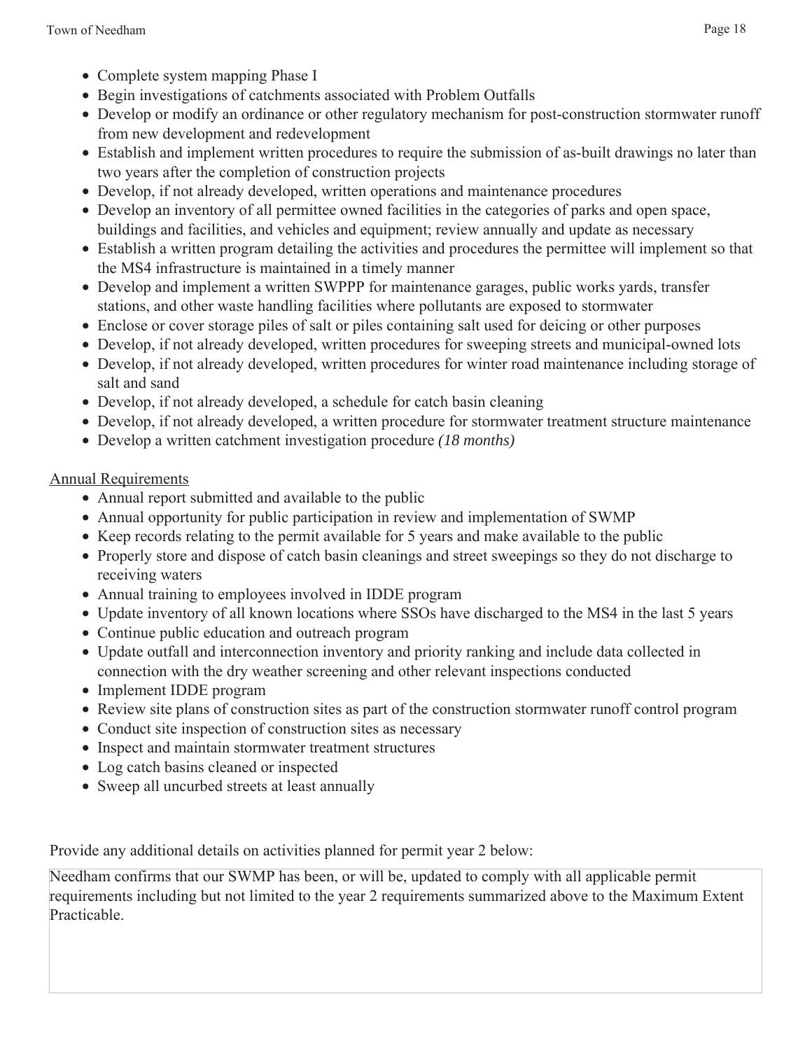- Complete system mapping Phase I
- Begin investigations of catchments associated with Problem Outfalls
- Develop or modify an ordinance or other regulatory mechanism for post-construction stormwater runoff from new development and redevelopment
- Establish and implement written procedures to require the submission of as-built drawings no later than two years after the completion of construction projects
- Develop, if not already developed, written operations and maintenance procedures
- Develop an inventory of all permittee owned facilities in the categories of parks and open space, buildings and facilities, and vehicles and equipment; review annually and update as necessary
- Establish a written program detailing the activities and procedures the permittee will implement so that the MS4 infrastructure is maintained in a timely manner
- Develop and implement a written SWPPP for maintenance garages, public works yards, transfer stations, and other waste handling facilities where pollutants are exposed to stormwater
- Enclose or cover storage piles of salt or piles containing salt used for deicing or other purposes
- Develop, if not already developed, written procedures for sweeping streets and municipal-owned lots
- Develop, if not already developed, written procedures for winter road maintenance including storage of salt and sand
- Develop, if not already developed, a schedule for catch basin cleaning
- Develop, if not already developed, a written procedure for stormwater treatment structure maintenance
- Develop a written catchment investigation procedure *(18 months)*

<u>Annual Requirements</u>

- Annual report submitted and available to the public
- Annual opportunity for public participation in review and implementation of SWMP
- Keep records relating to the permit available for 5 years and make available to the public
- Properly store and dispose of catch basin cleanings and street sweepings so they do not discharge to receiving waters
- Annual training to employees involved in IDDE program
- Update inventory of all known locations where SSOs have discharged to the MS4 in the last 5 years
- Continue public education and outreach program
- Update outfall and interconnection inventory and priority ranking and include data collected in connection with the dry weather screening and other relevant inspections conducted
- Implement IDDE program
- Review site plans of construction sites as part of the construction stormwater runoff control program
- Conduct site inspection of construction sites as necessary
- Inspect and maintain stormwater treatment structures
- Log catch basins cleaned or inspected
- Sweep all uncurbed streets at least annually

Provide any additional details on activities planned for permit year 2 below:

Needham confirms that our SWMP has been, or will be, updated to comply with all applicable permit requirements including but not limited to the year 2 requirements summarized above to the Maximum Extent Practicable.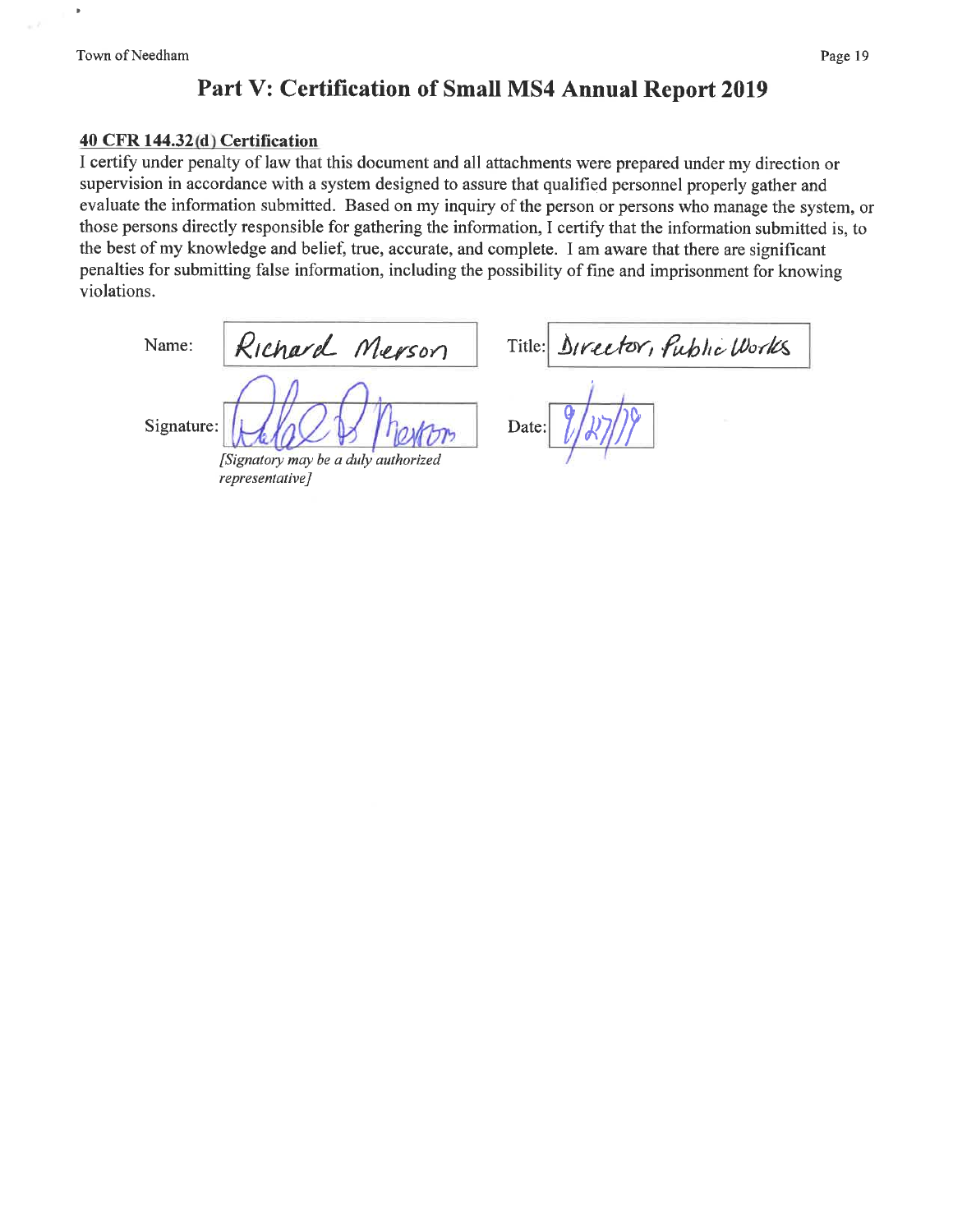# Part V: Certification of Small MS4 Annual Report 2019

**40 CFR 144.32(d) Certification**

I certify under penalty of law that this document and all attachments were prepared under my direction or supervision in accordance with a system designed to assure that qualified personnel properly gather and evaluate the information submitted. Based on my inquiry of the person or persons who manage the system, or those persons directly responsible for gathering the information, I certify that the information submitted is, to the best of my knowledge and belief, true, accurate, and complete. I am aware that there are significant penalties for submitting false information, including the possibility of fine and imprisonment for knowing violations.

| | | | |
|---|---|---|---|
| Name: | Richard Merson | Title: | Director, Public Works |
| Signature: | Richard P. Merson *[Signatory may be a duly authorized representative]* | Date: | 9/27/19 |